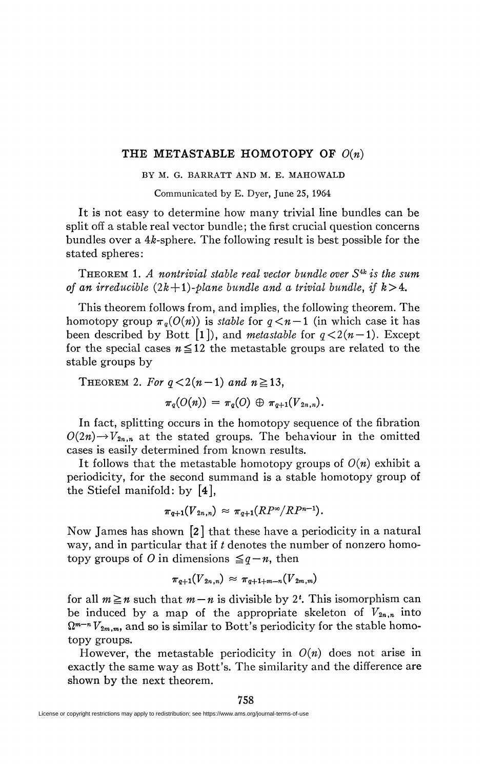# THE METASTABLE HOMOTOPY OF $O(n)$

BY M. G. BARRATT AND M. E. MAHOWALD

Communicated by E. Dyer, June 25, 1964

It is not easy to determine how many trivial line bundles can be split off a stable real vector bundle; the first crucial question concerns bundles over a $4k$-sphere. The following result is best possible for the stated spheres:

THEOREM 1. *A nontrivial stable real vector bundle over $S^{4k}$ is the sum of an irreducible $(2k+1)$-plane bundle and a trivial bundle, if $k>4$.*

This theorem follows from, and implies, the following theorem. The homotopy group $\pi_q(O(n))$ is *stable* for $q<n-1$ (in which case it has been described by Bott [1]), and *metastable* for $q<2(n-1)$. Except for the special cases $n\leqq 12$ the metastable groups are related to the stable groups by

THEOREM 2. *For $q<2(n-1)$ and $n\geqq 13$,*

$$\pi_q(O(n)) = \pi_q(O) \oplus \pi_{q+1}(V_{2n,n}).$$

In fact, splitting occurs in the homotopy sequence of the fibration $O(2n)\rightarrow V_{2n,n}$ at the stated groups. The behaviour in the omitted cases is easily determined from known results.

It follows that the metastable homotopy groups of $O(n)$ exhibit a periodicity, for the second summand is a stable homotopy group of the Stiefel manifold: by [4],

$$\pi_{q+1}(V_{2n,n}) \approx \pi_{q+1}(RP^\infty/RP^{n-1}).$$

Now James has shown [2] that these have a periodicity in a natural way, and in particular that if $t$ denotes the number of nonzero homotopy groups of $O$ in dimensions $\leqq q-n$, then

$$\pi_{q+1}(V_{2n,n}) \approx \pi_{q+1+m-n}(V_{2m,m})$$

for all $m\geqq n$ such that $m-n$ is divisible by $2^t$. This isomorphism can be induced by a map of the appropriate skeleton of $V_{2n,n}$ into $\Omega^{m-n}V_{2m,m}$, and so is similar to Bott's periodicity for the stable homotopy groups.

However, the metastable periodicity in $O(n)$ does not arise in exactly the same way as Bott's. The similarity and the difference are shown by the next theorem.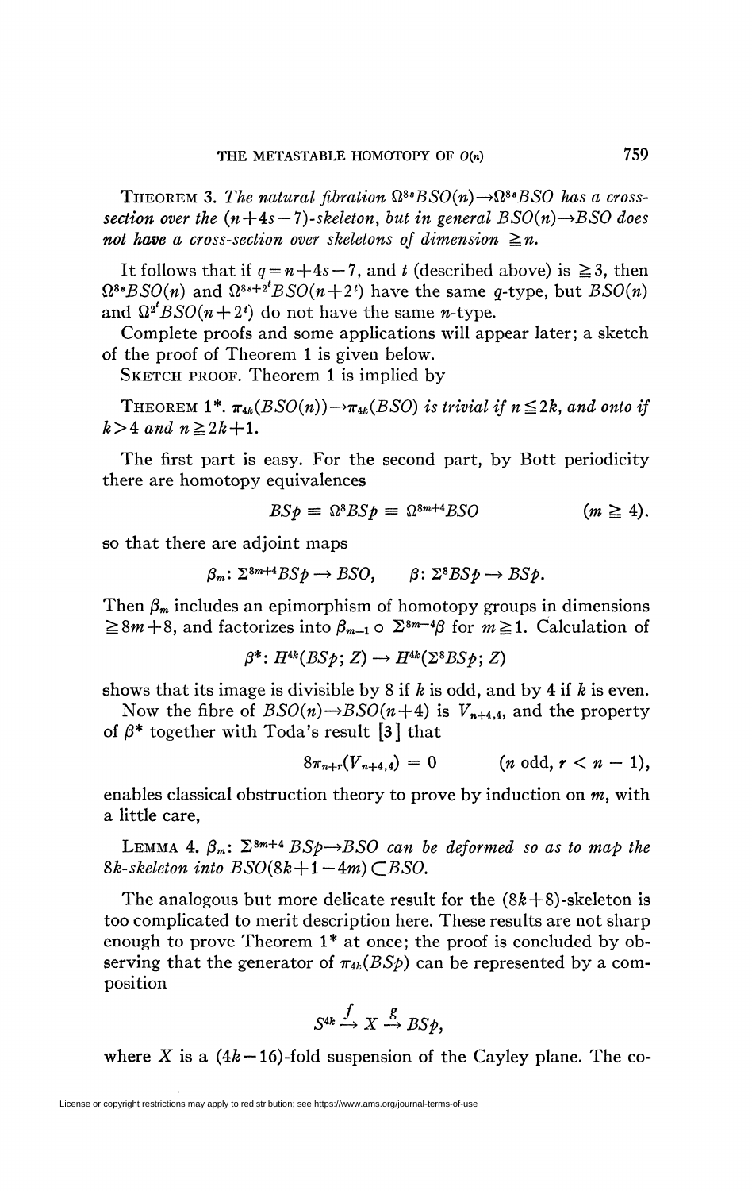**Theorem 3.** *The natural fibration $\Omega^{8s}BSO(n) \to \Omega^{8s}BSO$ has a cross-section over the $(n+4s-7)$-skeleton, but in general $BSO(n) \to BSO$ does not have a cross-section over skeletons of dimension $\geqq n$.*

It follows that if $q = n+4s-7$, and $t$ (described above) is $\geqq 3$, then $\Omega^{8s}BSO(n)$ and $\Omega^{8s+2^t}BSO(n+2^t)$ have the same $q$-type, but $BSO(n)$ and $\Omega^{2^t}BSO(n+2^t)$ do not have the same $n$-type.

Complete proofs and some applications will appear later; a sketch of the proof of Theorem 1 is given below.

**Sketch proof.** Theorem 1 is implied by

**Theorem 1\*.** *$\pi_{4k}(BSO(n)) \to \pi_{4k}(BSO)$ is trivial if $n \leqq 2k$, and onto if $k > 4$ and $n \geqq 2k+1$.*

The first part is easy. For the second part, by Bott periodicity there are homotopy equivalences

$$BSp \equiv \Omega^8 BSp \equiv \Omega^{8m+4}BSO \qquad (m \geqq 4).$$

so that there are adjoint maps

$$\beta_m: \Sigma^{8m+4}BSp \to BSO, \qquad \beta: \Sigma^8 BSp \to BSp.$$

Then $\beta_m$ includes an epimorphism of homotopy groups in dimensions $\geqq 8m+8$, and factorizes into $\beta_{m-1} \circ \Sigma^{8m-4}\beta$ for $m \geqq 1$. Calculation of

$$\beta^*: H^{4k}(BSp; Z) \to H^{4k}(\Sigma^8 BSp; Z)$$

shows that its image is divisible by 8 if $k$ is odd, and by 4 if $k$ is even.

Now the fibre of $BSO(n) \to BSO(n+4)$ is $V_{n+4,4}$, and the property of $\beta^*$ together with Toda's result [3] that

$$8\pi_{n+r}(V_{n+4,4}) = 0 \qquad (n \text{ odd}, r < n-1),$$

enables classical obstruction theory to prove by induction on $m$, with a little care,

**Lemma 4.** *$\beta_m: \Sigma^{8m+4}BSp \to BSO$ can be deformed so as to map the $8k$-skeleton into $BSO(8k+1-4m) \subset BSO$.*

The analogous but more delicate result for the $(8k+8)$-skeleton is too complicated to merit description here. These results are not sharp enough to prove Theorem 1\* at once; the proof is concluded by observing that the generator of $\pi_{4k}(BSp)$ can be represented by a composition

$$S^{4k} \xrightarrow{f} X \xrightarrow{g} BSp,$$

where $X$ is a $(4k-16)$-fold suspension of the Cayley plane. The co-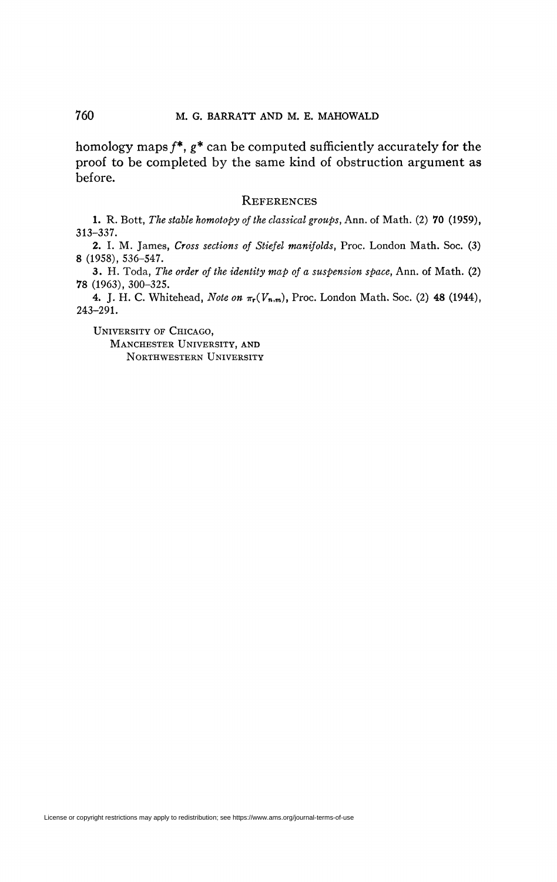homology maps $f^*$, $g^*$ can be computed sufficiently accurately for the proof to be completed by the same kind of obstruction argument as before.

## References

1. R. Bott, *The stable homotopy of the classical groups*, Ann. of Math. (2) **70** (1959), 313–337.

2. I. M. James, *Cross sections of Stiefel manifolds*, Proc. London Math. Soc. (3) **8** (1958), 536–547.

3. H. Toda, *The order of the identity map of a suspension space*, Ann. of Math. (2) **78** (1963), 300–325.

4. J. H. C. Whitehead, *Note on $\pi_r(V_{n,m})$*, Proc. London Math. Soc. (2) **48** (1944), 243–291.

University of Chicago,
Manchester University, and
Northwestern University